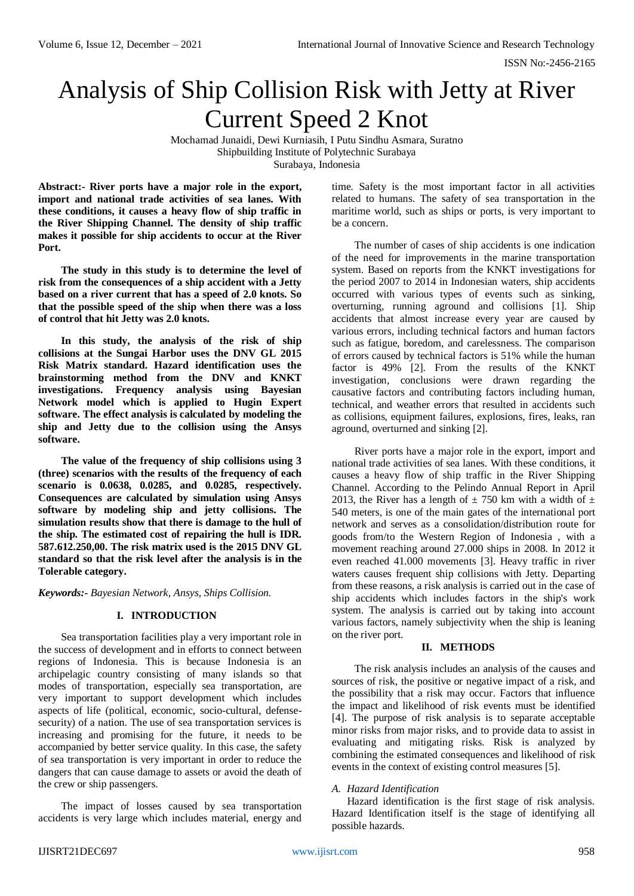# Analysis of Ship Collision Risk with Jetty at River Current Speed 2 Knot

Mochamad Junaidi, Dewi Kurniasih, I Putu Sindhu Asmara, Suratno
Shipbuilding Institute of Polytechnic Surabaya
Surabaya, Indonesia

**Abstract:- River ports have a major role in the export, import and national trade activities of sea lanes. With these conditions, it causes a heavy flow of ship traffic in the River Shipping Channel. The density of ship traffic makes it possible for ship accidents to occur at the River Port.**

**The study in this study is to determine the level of risk from the consequences of a ship accident with a Jetty based on a river current that has a speed of 2.0 knots. So that the possible speed of the ship when there was a loss of control that hit Jetty was 2.0 knots.**

**In this study, the analysis of the risk of ship collisions at the Sungai Harbor uses the DNV GL 2015 Risk Matrix standard. Hazard identification uses the brainstorming method from the DNV and KNKT investigations. Frequency analysis using Bayesian Network model which is applied to Hugin Expert software. The effect analysis is calculated by modeling the ship and Jetty due to the collision using the Ansys software.**

**The value of the frequency of ship collisions using 3 (three) scenarios with the results of the frequency of each scenario is 0.0638, 0.0285, and 0.0285, respectively. Consequences are calculated by simulation using Ansys software by modeling ship and jetty collisions. The simulation results show that there is damage to the hull of the ship. The estimated cost of repairing the hull is IDR. 587.612.250,00. The risk matrix used is the 2015 DNV GL standard so that the risk level after the analysis is in the Tolerable category.**

***Keywords:- Bayesian Network, Ansys, Ships Collision.***

## I. INTRODUCTION

Sea transportation facilities play a very important role in the success of development and in efforts to connect between regions of Indonesia. This is because Indonesia is an archipelagic country consisting of many islands so that modes of transportation, especially sea transportation, are very important to support development which includes aspects of life (political, economic, socio-cultural, defense-security) of a nation. The use of sea transportation services is increasing and promising for the future, it needs to be accompanied by better service quality. In this case, the safety of sea transportation is very important in order to reduce the dangers that can cause damage to assets or avoid the death of the crew or ship passengers.

The impact of losses caused by sea transportation accidents is very large which includes material, energy and time. Safety is the most important factor in all activities related to humans. The safety of sea transportation in the maritime world, such as ships or ports, is very important to be a concern.

The number of cases of ship accidents is one indication of the need for improvements in the marine transportation system. Based on reports from the KNKT investigations for the period 2007 to 2014 in Indonesian waters, ship accidents occurred with various types of events such as sinking, overturning, running aground and collisions [1]. Ship accidents that almost increase every year are caused by various errors, including technical factors and human factors such as fatigue, boredom, and carelessness. The comparison of errors caused by technical factors is 51% while the human factor is 49% [2]. From the results of the KNKT investigation, conclusions were drawn regarding the causative factors and contributing factors including human, technical, and weather errors that resulted in accidents such as collisions, equipment failures, explosions, fires, leaks, ran aground, overturned and sinking [2].

River ports have a major role in the export, import and national trade activities of sea lanes. With these conditions, it causes a heavy flow of ship traffic in the River Shipping Channel. According to the Pelindo Annual Report in April 2013, the River has a length of ± 750 km with a width of ± 540 meters, is one of the main gates of the international port network and serves as a consolidation/distribution route for goods from/to the Western Region of Indonesia , with a movement reaching around 27.000 ships in 2008. In 2012 it even reached 41.000 movements [3]. Heavy traffic in river waters causes frequent ship collisions with Jetty. Departing from these reasons, a risk analysis is carried out in the case of ship accidents which includes factors in the ship's work system. The analysis is carried out by taking into account various factors, namely subjectivity when the ship is leaning on the river port.

## II. METHODS

The risk analysis includes an analysis of the causes and sources of risk, the positive or negative impact of a risk, and the possibility that a risk may occur. Factors that influence the impact and likelihood of risk events must be identified [4]. The purpose of risk analysis is to separate acceptable minor risks from major risks, and to provide data to assist in evaluating and mitigating risks. Risk is analyzed by combining the estimated consequences and likelihood of risk events in the context of existing control measures [5].

### *A. Hazard Identification*

Hazard identification is the first stage of risk analysis. Hazard Identification itself is the stage of identifying all possible hazards.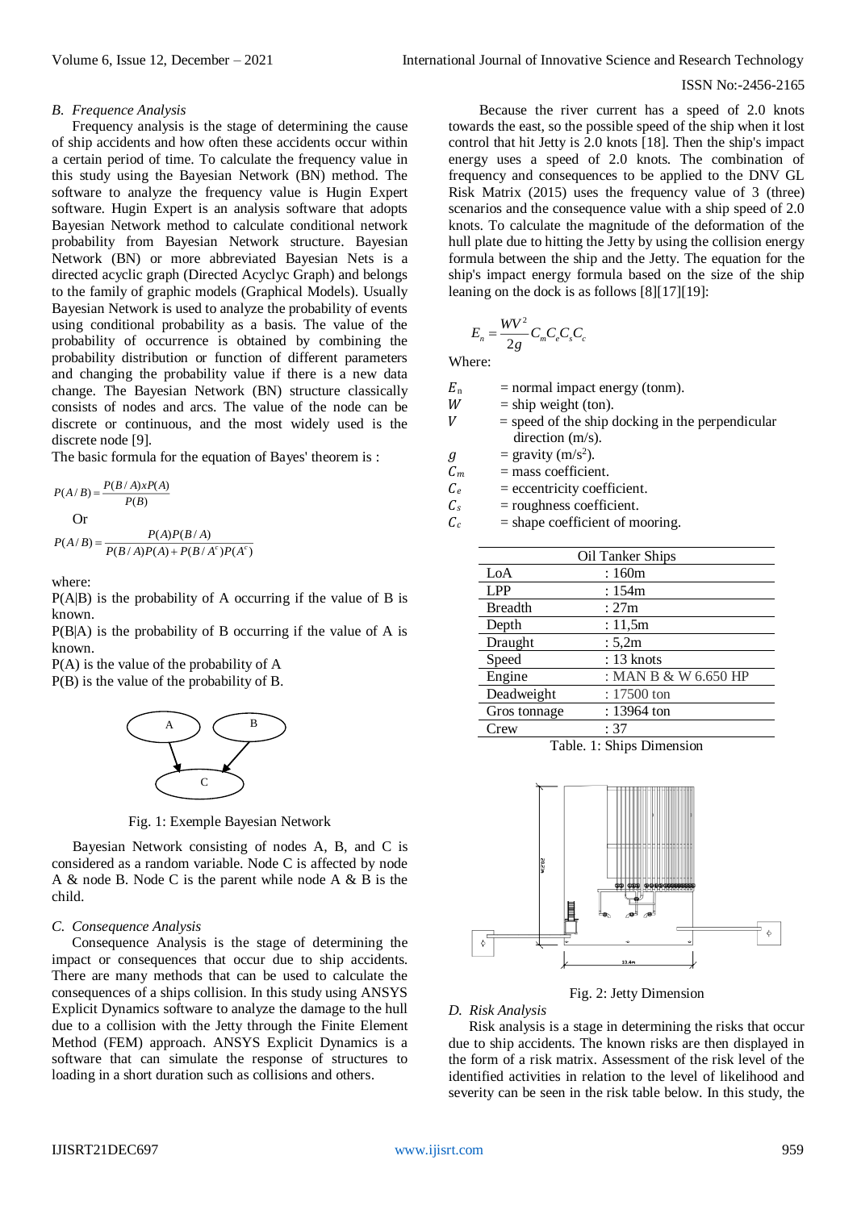### B. Frequence Analysis

Frequency analysis is the stage of determining the cause of ship accidents and how often these accidents occur within a certain period of time. To calculate the frequency value in this study using the Bayesian Network (BN) method. The software to analyze the frequency value is Hugin Expert software. Hugin Expert is an analysis software that adopts Bayesian Network method to calculate conditional network probability from Bayesian Network structure. Bayesian Network (BN) or more abbreviated Bayesian Nets is a directed acyclic graph (Directed Acyclyc Graph) and belongs to the family of graphic models (Graphical Models). Usually Bayesian Network is used to analyze the probability of events using conditional probability as a basis. The value of the probability of occurrence is obtained by combining the probability distribution or function of different parameters and changing the probability value if there is a new data change. The Bayesian Network (BN) structure classically consists of nodes and arcs. The value of the node can be discrete or continuous, and the most widely used is the discrete node [9].

The basic formula for the equation of Bayes' theorem is :

$$P(A/B) = \frac{P(B/A)xP(A)}{P(B)}$$

Or

$$P(A/B) = \frac{P(A)P(B/A)}{P(B/A)P(A) + P(B/A^c)P(A^c)}$$

where:

P(A|B) is the probability of A occurring if the value of B is known.

P(B|A) is the probability of B occurring if the value of A is known.

P(A) is the value of the probability of A

P(B) is the value of the probability of B.

Fig. 1: Exemple Bayesian Network

Bayesian Network consisting of nodes A, B, and C is considered as a random variable. Node C is affected by node A & node B. Node C is the parent while node A & B is the child.

### C. Consequence Analysis

Consequence Analysis is the stage of determining the impact or consequences that occur due to ship accidents. There are many methods that can be used to calculate the consequences of a ships collision. In this study using ANSYS Explicit Dynamics software to analyze the damage to the hull due to a collision with the Jetty through the Finite Element Method (FEM) approach. ANSYS Explicit Dynamics is a software that can simulate the response of structures to loading in a short duration such as collisions and others.

Because the river current has a speed of 2.0 knots towards the east, so the possible speed of the ship when it lost control that hit Jetty is 2.0 knots [18]. Then the ship's impact energy uses a speed of 2.0 knots. The combination of frequency and consequences to be applied to the DNV GL Risk Matrix (2015) uses the frequency value of 3 (three) scenarios and the consequence value with a ship speed of 2.0 knots. To calculate the magnitude of the deformation of the hull plate due to hitting the Jetty by using the collision energy formula between the ship and the Jetty. The equation for the ship's impact energy formula based on the size of the ship leaning on the dock is as follows [8][17][19]:

$$E_n = \frac{WV^2}{2g} C_m C_e C_s C_c$$

Where:

- $E_n$ = normal impact energy (tonm).
- $W$ = ship weight (ton).
- $V$ = speed of the ship docking in the perpendicular direction (m/s).
- $g$ = gravity (m/s$^2$).
- $C_m$ = mass coefficient.
- $C_e$ = eccentricity coefficient.
- $C_s$ = roughness coefficient.
- $C_c$ = shape coefficient of mooring.

| Oil Tanker Ships | |
|---|---|
| LoA | : 160m |
| LPP | : 154m |
| Breadth | : 27m |
| Depth | : 11,5m |
| Draught | : 5,2m |
| Speed | : 13 knots |
| Engine | : MAN B & W 6.650 HP |
| Deadweight | : 17500 ton |
| Gros tonnage | : 13964 ton |
| Crew | : 37 |

Table. 1: Ships Dimension

Fig. 2: Jetty Dimension

### D. Risk Analysis

Risk analysis is a stage in determining the risks that occur due to ship accidents. The known risks are then displayed in the form of a risk matrix. Assessment of the risk level of the identified activities in relation to the level of likelihood and severity can be seen in the risk table below. In this study, the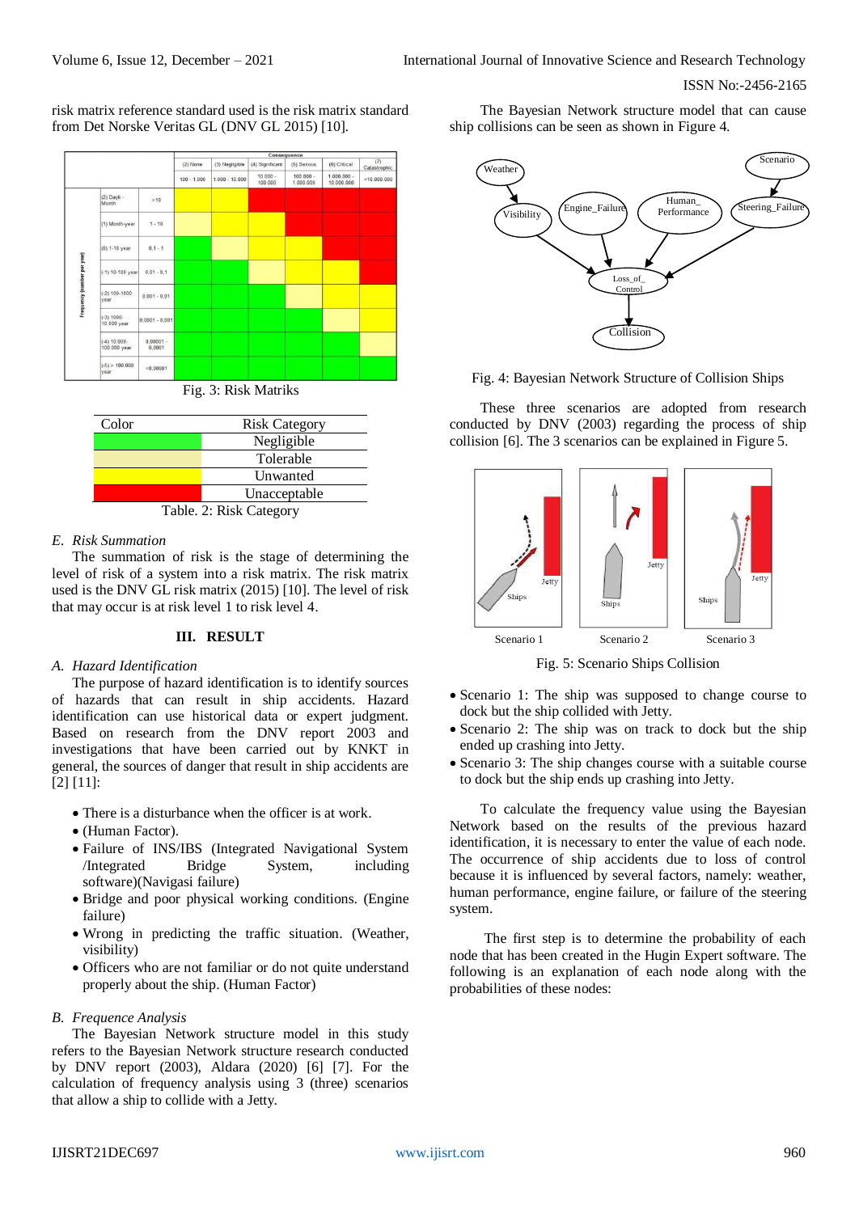risk matrix reference standard used is the risk matrix standard from Det Norske Veritas GL (DNV GL 2015) [10].

Fig. 3: Risk Matriks

| Color | Risk Category |
|---|---|
| | Negligible |
| | Tolerable |
| | Unwanted |
| | Unacceptable |

Table. 2: Risk Category

### *E. Risk Summation*

The summation of risk is the stage of determining the level of risk of a system into a risk matrix. The risk matrix used is the DNV GL risk matrix (2015) [10]. The level of risk that may occur is at risk level 1 to risk level 4.

## III. RESULT

### *A. Hazard Identification*

The purpose of hazard identification is to identify sources of hazards that can result in ship accidents. Hazard identification can use historical data or expert judgment. Based on research from the DNV report 2003 and investigations that have been carried out by KNKT in general, the sources of danger that result in ship accidents are [2] [11]:

- There is a disturbance when the officer is at work.
- (Human Factor).
- Failure of INS/IBS (Integrated Navigational System /Integrated Bridge System, including software)(Navigasi failure)
- Bridge and poor physical working conditions. (Engine failure)
- Wrong in predicting the traffic situation. (Weather, visibility)
- Officers who are not familiar or do not quite understand properly about the ship. (Human Factor)

### *B. Frequence Analysis*

The Bayesian Network structure model in this study refers to the Bayesian Network structure research conducted by DNV report (2003), Aldara (2020) [6] [7]. For the calculation of frequency analysis using 3 (three) scenarios that allow a ship to collide with a Jetty.

The Bayesian Network structure model that can cause ship collisions can be seen as shown in Figure 4.

Fig. 4: Bayesian Network Structure of Collision Ships

These three scenarios are adopted from research conducted by DNV (2003) regarding the process of ship collision [6]. The 3 scenarios can be explained in Figure 5.

Fig. 5: Scenario Ships Collision

- Scenario 1: The ship was supposed to change course to dock but the ship collided with Jetty.
- Scenario 2: The ship was on track to dock but the ship ended up crashing into Jetty.
- Scenario 3: The ship changes course with a suitable course to dock but the ship ends up crashing into Jetty.

To calculate the frequency value using the Bayesian Network based on the results of the previous hazard identification, it is necessary to enter the value of each node. The occurrence of ship accidents due to loss of control because it is influenced by several factors, namely: weather, human performance, engine failure, or failure of the steering system.

The first step is to determine the probability of each node that has been created in the Hugin Expert software. The following is an explanation of each node along with the probabilities of these nodes: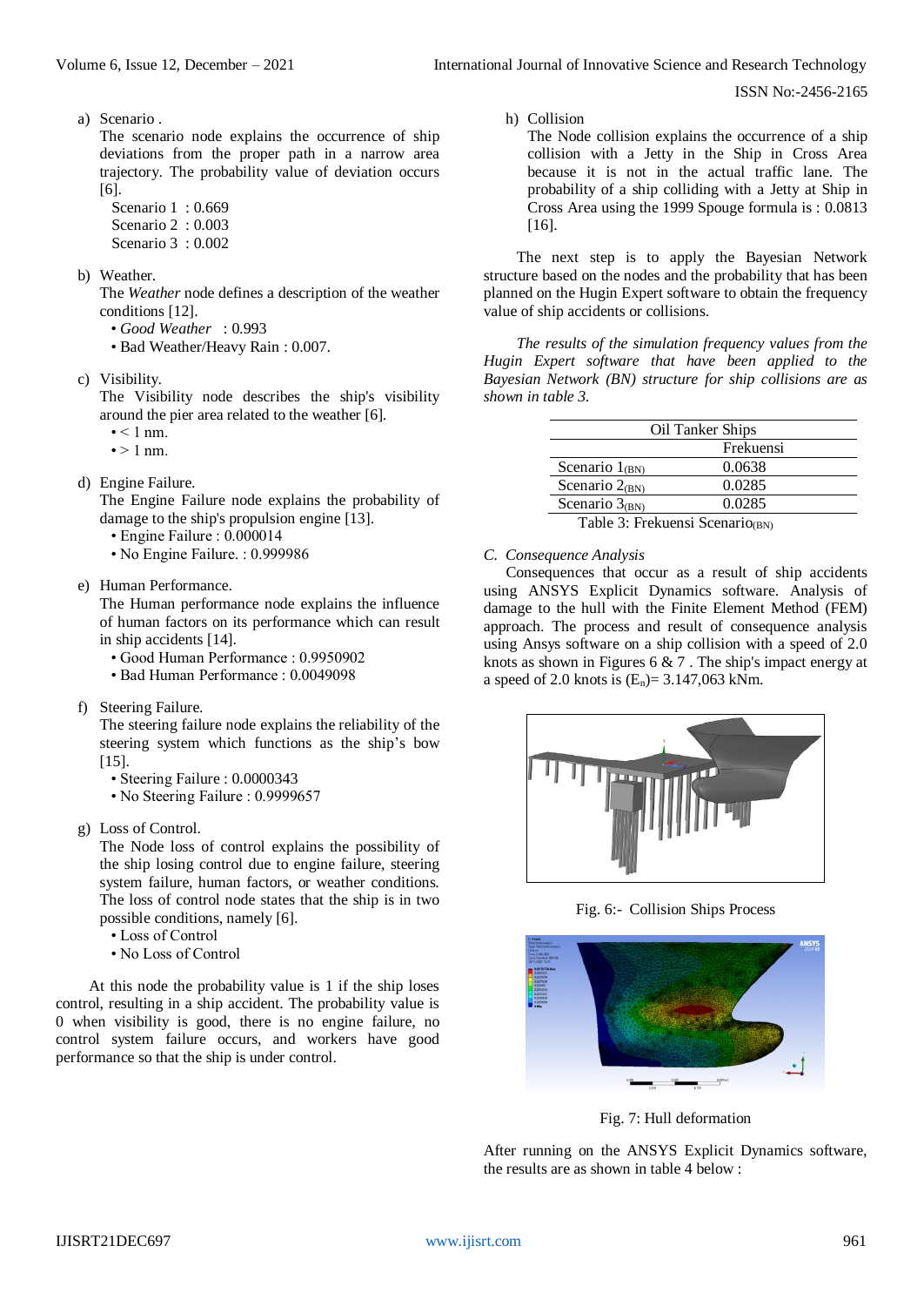a) Scenario .
   The scenario node explains the occurrence of ship deviations from the proper path in a narrow area trajectory. The probability value of deviation occurs [6].
   - Scenario 1 : 0.669
   - Scenario 2 : 0.003
   - Scenario 3 : 0.002

b) Weather.
   The *Weather* node defines a description of the weather conditions [12].
   - *Good Weather* : 0.993
   - Bad Weather/Heavy Rain : 0.007.

c) Visibility.
   The Visibility node describes the ship's visibility around the pier area related to the weather [6].
   - < 1 nm.
   - > 1 nm.

d) Engine Failure.
   The Engine Failure node explains the probability of damage to the ship's propulsion engine [13].
   - Engine Failure : 0.000014
   - No Engine Failure. : 0.999986

e) Human Performance.
   The Human performance node explains the influence of human factors on its performance which can result in ship accidents [14].
   - Good Human Performance : 0.9950902
   - Bad Human Performance : 0.0049098

f) Steering Failure.
   The steering failure node explains the reliability of the steering system which functions as the ship's bow [15].
   - Steering Failure : 0.0000343
   - No Steering Failure : 0.9999657

g) Loss of Control.
   The Node loss of control explains the possibility of the ship losing control due to engine failure, steering system failure, human factors, or weather conditions. The loss of control node states that the ship is in two possible conditions, namely [6].
   - Loss of Control
   - No Loss of Control

At this node the probability value is 1 if the ship loses control, resulting in a ship accident. The probability value is 0 when visibility is good, there is no engine failure, no control system failure occurs, and workers have good performance so that the ship is under control.

h) Collision
   The Node collision explains the occurrence of a ship collision with a Jetty in the Ship in Cross Area because it is not in the actual traffic lane. The probability of a ship colliding with a Jetty at Ship in Cross Area using the 1999 Spouge formula is : 0.0813 [16].

The next step is to apply the Bayesian Network structure based on the nodes and the probability that has been planned on the Hugin Expert software to obtain the frequency value of ship accidents or collisions.

*The results of the simulation frequency values from the Hugin Expert software that have been applied to the Bayesian Network (BN) structure for ship collisions are as shown in table 3.*

| Oil Tanker Ships | |
|---|---|
| | Frekuensi |
| Scenario $1_{(BN)}$ | 0.0638 |
| Scenario $2_{(BN)}$ | 0.0285 |
| Scenario $3_{(BN)}$ | 0.0285 |

Table 3: Frekuensi Scenario$_{(BN)}$

### *C. Consequence Analysis*

Consequences that occur as a result of ship accidents using ANSYS Explicit Dynamics software. Analysis of damage to the hull with the Finite Element Method (FEM) approach. The process and result of consequence analysis using Ansys software on a ship collision with a speed of 2.0 knots as shown in Figures 6 & 7 . The ship's impact energy at a speed of 2.0 knots is ($E_n$)= 3.147,063 kNm.

Fig. 6:- Collision Ships Process

Fig. 7: Hull deformation

After running on the ANSYS Explicit Dynamics software, the results are as shown in table 4 below :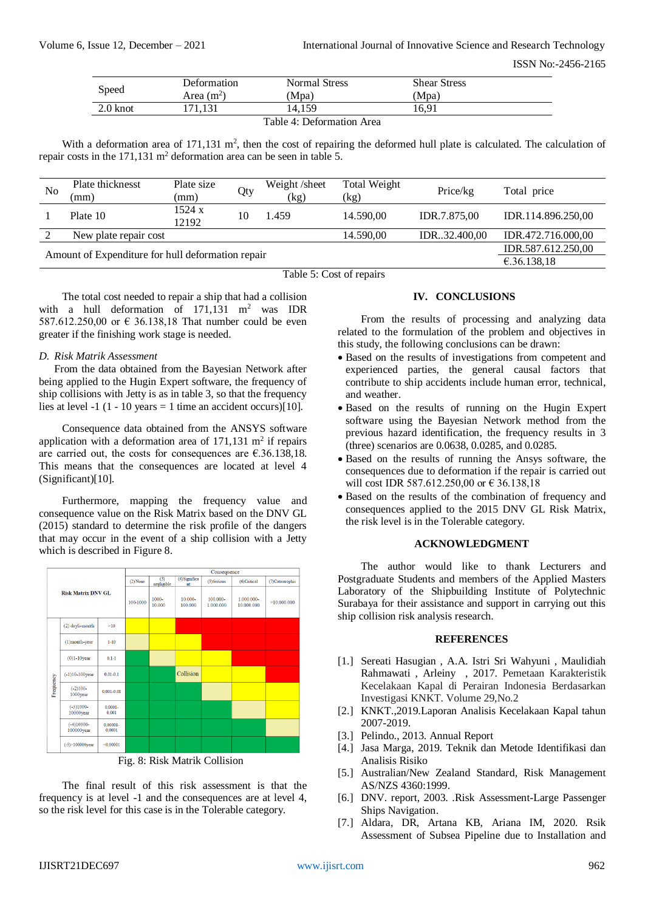| Speed | Deformation Area ($m^2$) | Normal Stress (Mpa) | Shear Stress (Mpa) |
|---|---|---|---|
| 2.0 knot | 171,131 | 14,159 | 16,91 |

Table 4: Deformation Area

With a deformation area of 171,131 $m^2$, then the cost of repairing the deformed hull plate is calculated. The calculation of repair costs in the 171,131 $m^2$ deformation area can be seen in table 5.

| No | Plate thicknesst (mm) | Plate size (mm) | Qty | Weight /sheet (kg) | Total Weight (kg) | Price/kg | Total price |
|---|---|---|---|---|---|---|---|
| 1 | Plate 10 | 1524 x 12192 | 10 | 1.459 | 14.590,00 | IDR.7.875,00 | IDR.114.896.250,00 |
| 2 | New plate repair cost | | | | 14.590,00 | IDR..32.400,00 | IDR.472.716.000,00 |
| Amount of Expenditure for hull deformation repair | | | | | | | IDR.587.612.250,00 |
| | | | | | | | €.36.138,18 |

Table 5: Cost of repairs

The total cost needed to repair a ship that had a collision with a hull deformation of 171,131 $m^2$ was IDR 587.612.250,00 or € 36.138,18 That number could be even greater if the finishing work stage is needed.

### *D. Risk Matrik Assessment*

From the data obtained from the Bayesian Network after being applied to the Hugin Expert software, the frequency of ship collisions with Jetty is as in table 3, so that the frequency lies at level -1 (1 - 10 years = 1 time an accident occurs)[10].

Consequence data obtained from the ANSYS software application with a deformation area of 171,131 $m^2$ if repairs are carried out, the costs for consequences are €.36.138,18. This means that the consequences are located at level 4 (Significant)[10].

Furthermore, mapping the frequency value and consequence value on the Risk Matrix based on the DNV GL (2015) standard to determine the risk profile of the dangers that may occur in the event of a ship collision with a Jetty which is described in Figure 8.

| Risk Matrix DNV GL | | | Consequence | | | | | |
|---|---|---|---|---|---|---|---|---|
| | | | (2) None | (3) negligible | (4) Significant | (5) Serious | (6) Critical | (7) Catastrophic |
| | | | 100-1000 | 1000-10.000 | 10.000-100.000 | 100.000-1.000.000 | 1.000.000-10.000.000 | >10.000.000 |
| Frequency | (2) dayli-month | >10 | | | | | | |
| | (1)month-year | 1-10 | | | | | | |
| | (0)1-10year | 0.1-1 | | | | | | |
| | (-1)10-100year | 0.01-0.1 | | | Collision | | | |
| | (-2)100-1000year | 0.001-0.01 | | | | | | |
| | (-3)1000-10000year | 0.0001-0.001 | | | | | | |
| | (-4)10000-100000year | 0.00001-0.0001 | | | | | | |
| | (-5)>100000year | <0.00001 | | | | | | |

Fig. 8: Risk Matrik Collision

The final result of this risk assessment is that the frequency is at level -1 and the consequences are at level 4, so the risk level for this case is in the Tolerable category.

## IV. CONCLUSIONS

From the results of processing and analyzing data related to the formulation of the problem and objectives in this study, the following conclusions can be drawn:

- Based on the results of investigations from competent and experienced parties, the general causal factors that contribute to ship accidents include human error, technical, and weather.
- Based on the results of running on the Hugin Expert software using the Bayesian Network method from the previous hazard identification, the frequency results in 3 (three) scenarios are 0.0638, 0.0285, and 0.0285.
- Based on the results of running the Ansys software, the consequences due to deformation if the repair is carried out will cost IDR 587.612.250,00 or € 36.138,18
- Based on the results of the combination of frequency and consequences applied to the 2015 DNV GL Risk Matrix, the risk level is in the Tolerable category.

## ACKNOWLEDGMENT

The author would like to thank Lecturers and Postgraduate Students and members of the Applied Masters Laboratory of the Shipbuilding Institute of Polytechnic Surabaya for their assistance and support in carrying out this ship collision risk analysis research.

## REFERENCES

[1.] Sereati Hasugian , A.A. Istri Sri Wahyuni , Maulidiah Rahmawati , Arleiny , 2017. Pemetaan Karakteristik Kecelakaan Kapal di Perairan Indonesia Berdasarkan Investigasi KNKT. Volume 29,No.2

[2.] KNKT.,2019.Laporan Analisis Kecelakaan Kapal tahun 2007-2019.

[3.] Pelindo., 2013. Annual Report

[4.] Jasa Marga, 2019. Teknik dan Metode Identifikasi dan Analisis Risiko

[5.] Australian/New Zealand Standard, Risk Management AS/NZS 4360:1999.

[6.] DNV. report, 2003. .Risk Assessment-Large Passenger Ships Navigation.

[7.] Aldara, DR, Artana KB, Ariana IM, 2020. Rsik Assessment of Subsea Pipeline due to Installation and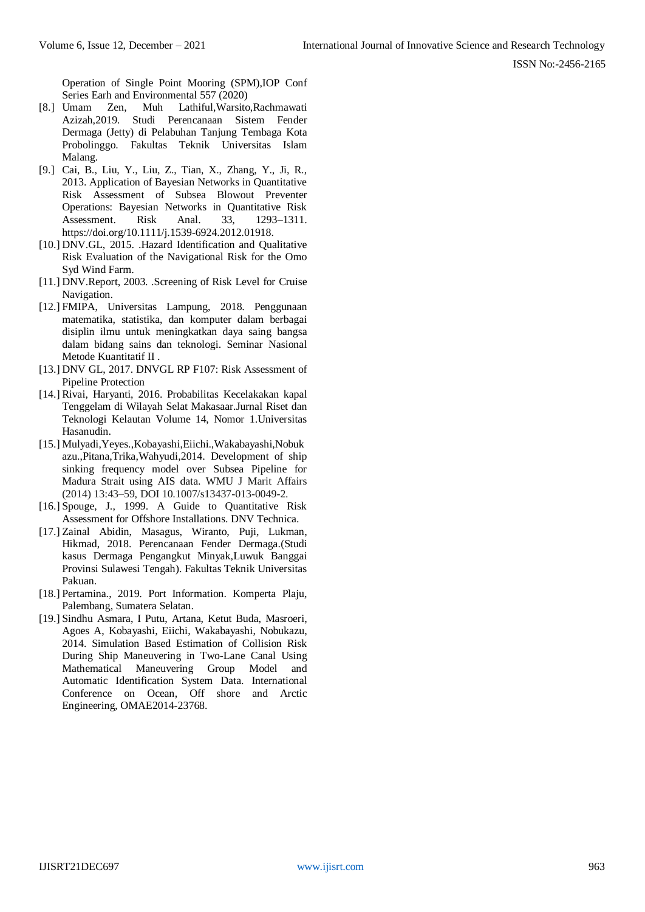Operation of Single Point Mooring (SPM),IOP Conf Series Earh and Environmental 557 (2020)

[8.] Umam Zen, Muh Lathiful,Warsito,Rachmawati Azizah,2019. Studi Perencanaan Sistem Fender Dermaga (Jetty) di Pelabuhan Tanjung Tembaga Kota Probolinggo. Fakultas Teknik Universitas Islam Malang.

[9.] Cai, B., Liu, Y., Liu, Z., Tian, X., Zhang, Y., Ji, R., 2013. Application of Bayesian Networks in Quantitative Risk Assessment of Subsea Blowout Preventer Operations: Bayesian Networks in Quantitative Risk Assessment. Risk Anal. 33, 1293–1311. https://doi.org/10.1111/j.1539-6924.2012.01918.

[10.] DNV.GL, 2015. .Hazard Identification and Qualitative Risk Evaluation of the Navigational Risk for the Omo Syd Wind Farm.

[11.] DNV.Report, 2003. .Screening of Risk Level for Cruise Navigation.

[12.] FMIPA, Universitas Lampung, 2018. Penggunaan matematika, statistika, dan komputer dalam berbagai disiplin ilmu untuk meningkatkan daya saing bangsa dalam bidang sains dan teknologi. Seminar Nasional Metode Kuantitatif II .

[13.] DNV GL, 2017. DNVGL RP F107: Risk Assessment of Pipeline Protection

[14.] Rivai, Haryanti, 2016. Probabilitas Kecelakakan kapal Tenggelam di Wilayah Selat Makasaar.Jurnal Riset dan Teknologi Kelautan Volume 14, Nomor 1.Universitas Hasanudin.

[15.] Mulyadi,Yeyes.,Kobayashi,Eiichi.,Wakabayashi,Nobukazu.,Pitana,Trika,Wahyudi,2014. Development of ship sinking frequency model over Subsea Pipeline for Madura Strait using AIS data. WMU J Marit Affairs (2014) 13:43–59, DOI 10.1007/s13437-013-0049-2.

[16.] Spouge, J., 1999. A Guide to Quantitative Risk Assessment for Offshore Installations. DNV Technica.

[17.] Zainal Abidin, Masagus, Wiranto, Puji, Lukman, Hikmad, 2018. Perencanaan Fender Dermaga.(Studi kasus Dermaga Pengangkut Minyak,Luwuk Banggai Provinsi Sulawesi Tengah). Fakultas Teknik Universitas Pakuan.

[18.] Pertamina., 2019. Port Information. Komperta Plaju, Palembang, Sumatera Selatan.

[19.] Sindhu Asmara, I Putu, Artana, Ketut Buda, Masroeri, Agoes A, Kobayashi, Eiichi, Wakabayashi, Nobukazu, 2014. Simulation Based Estimation of Collision Risk During Ship Maneuvering in Two-Lane Canal Using Mathematical Maneuvering Group Model and Automatic Identification System Data. International Conference on Ocean, Off shore and Arctic Engineering, OMAE2014-23768.